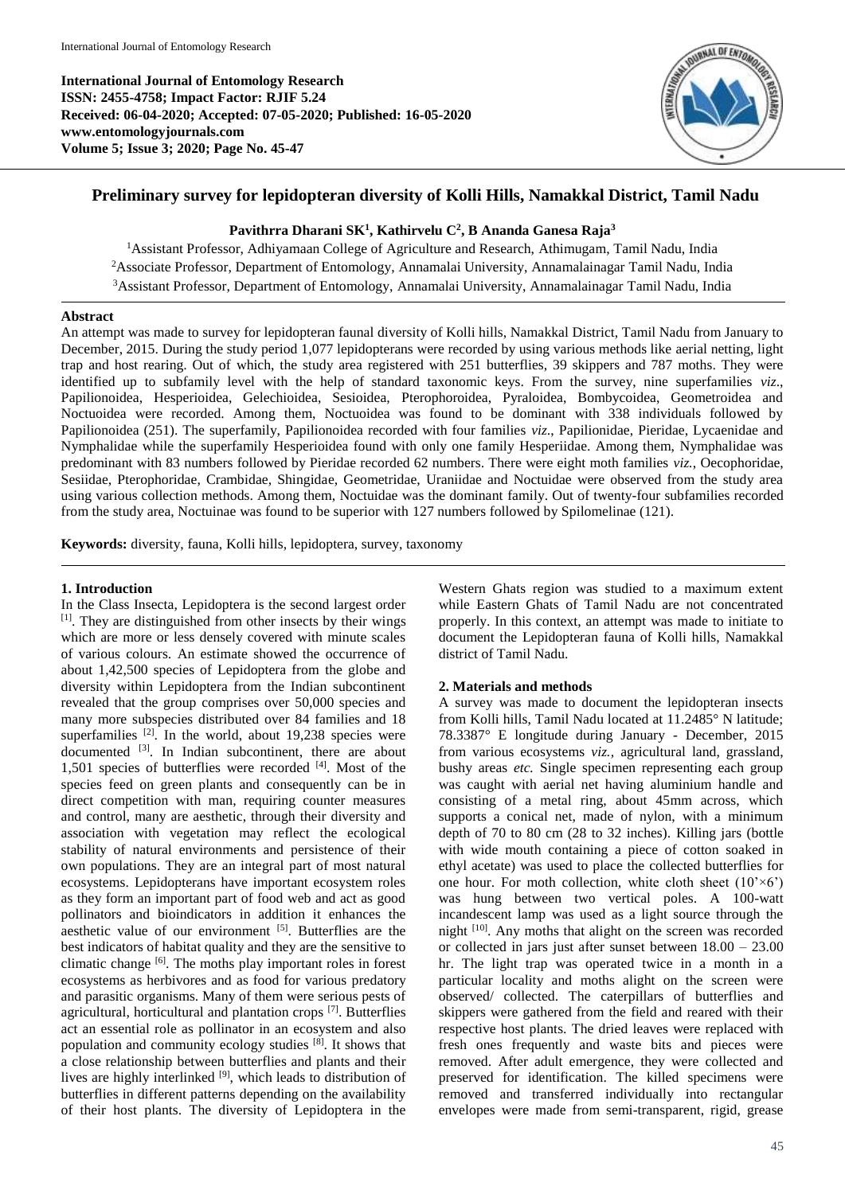**International Journal of Entomology Research**
**ISSN: 2455-4758; Impact Factor: RJIF 5.24**
**Received: 06-04-2020; Accepted: 07-05-2020; Published: 16-05-2020**
**www.entomologyjournals.com**
**Volume 5; Issue 3; 2020; Page No. 45-47**

# Preliminary survey for lepidopteran diversity of Kolli Hills, Namakkal District, Tamil Nadu

**Pavithrra Dharani SK[1], Kathirvelu C[2], B Ananda Ganesa Raja[3]**

[1]Assistant Professor, Adhiyamaan College of Agriculture and Research, Athimugam, Tamil Nadu, India
[2]Associate Professor, Department of Entomology, Annamalai University, Annamalainagar Tamil Nadu, India
[3]Assistant Professor, Department of Entomology, Annamalai University, Annamalainagar Tamil Nadu, India

## Abstract

An attempt was made to survey for lepidopteran faunal diversity of Kolli hills, Namakkal District, Tamil Nadu from January to December, 2015. During the study period 1,077 lepidopterans were recorded by using various methods like aerial netting, light trap and host rearing. Out of which, the study area registered with 251 butterflies, 39 skippers and 787 moths. They were identified up to subfamily level with the help of standard taxonomic keys. From the survey, nine superfamilies *viz*., Papilionoidea, Hesperioidea, Gelechioidea, Sesioidea, Pterophoroidea, Pyraloidea, Bombycoidea, Geometroidea and Noctuoidea were recorded. Among them, Noctuoidea was found to be dominant with 338 individuals followed by Papilionoidea (251). The superfamily, Papilionoidea recorded with four families *viz*., Papilionidae, Pieridae, Lycaenidae and Nymphalidae while the superfamily Hesperioidea found with only one family Hesperiidae. Among them, Nymphalidae was predominant with 83 numbers followed by Pieridae recorded 62 numbers. There were eight moth families *viz.*, Oecophoridae, Sesiidae, Pterophoridae, Crambidae, Shingidae, Geometridae, Uraniidae and Noctuidae were observed from the study area using various collection methods. Among them, Noctuidae was the dominant family. Out of twenty-four subfamilies recorded from the study area, Noctuinae was found to be superior with 127 numbers followed by Spilomelinae (121).

**Keywords:** diversity, fauna, Kolli hills, lepidoptera, survey, taxonomy

## 1. Introduction

In the Class Insecta, Lepidoptera is the second largest order [1]. They are distinguished from other insects by their wings which are more or less densely covered with minute scales of various colours. An estimate showed the occurrence of about 1,42,500 species of Lepidoptera from the globe and diversity within Lepidoptera from the Indian subcontinent revealed that the group comprises over 50,000 species and many more subspecies distributed over 84 families and 18 superfamilies [2]. In the world, about 19,238 species were documented [3]. In Indian subcontinent, there are about 1,501 species of butterflies were recorded [4]. Most of the species feed on green plants and consequently can be in direct competition with man, requiring counter measures and control, many are aesthetic, through their diversity and association with vegetation may reflect the ecological stability of natural environments and persistence of their own populations. They are an integral part of most natural ecosystems. Lepidopterans have important ecosystem roles as they form an important part of food web and act as good pollinators and bioindicators in addition it enhances the aesthetic value of our environment [5]. Butterflies are the best indicators of habitat quality and they are the sensitive to climatic change [6]. The moths play important roles in forest ecosystems as herbivores and as food for various predatory and parasitic organisms. Many of them were serious pests of agricultural, horticultural and plantation crops [7]. Butterflies act an essential role as pollinator in an ecosystem and also population and community ecology studies [8]. It shows that a close relationship between butterflies and plants and their lives are highly interlinked [9], which leads to distribution of butterflies in different patterns depending on the availability of their host plants. The diversity of Lepidoptera in the Western Ghats region was studied to a maximum extent while Eastern Ghats of Tamil Nadu are not concentrated properly. In this context, an attempt was made to initiate to document the Lepidopteran fauna of Kolli hills, Namakkal district of Tamil Nadu.

## 2. Materials and methods

A survey was made to document the lepidopteran insects from Kolli hills, Tamil Nadu located at 11.2485° N latitude; 78.3387° E longitude during January - December, 2015 from various ecosystems *viz.*, agricultural land, grassland, bushy areas *etc.* Single specimen representing each group was caught with aerial net having aluminium handle and consisting of a metal ring, about 45mm across, which supports a conical net, made of nylon, with a minimum depth of 70 to 80 cm (28 to 32 inches). Killing jars (bottle with wide mouth containing a piece of cotton soaked in ethyl acetate) was used to place the collected butterflies for one hour. For moth collection, white cloth sheet (10'×6') was hung between two vertical poles. A 100-watt incandescent lamp was used as a light source through the night [10]. Any moths that alight on the screen was recorded or collected in jars just after sunset between 18.00 – 23.00 hr. The light trap was operated twice in a month in a particular locality and moths alight on the screen were observed/ collected. The caterpillars of butterflies and skippers were gathered from the field and reared with their respective host plants. The dried leaves were replaced with fresh ones frequently and waste bits and pieces were removed. After adult emergence, they were collected and preserved for identification. The killed specimens were removed and transferred individually into rectangular envelopes were made from semi-transparent, rigid, grease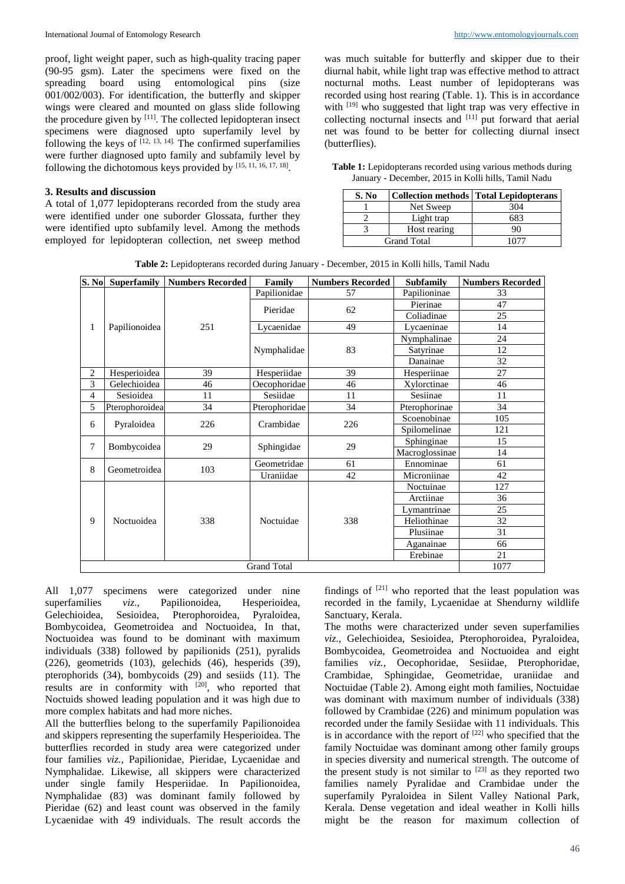proof, light weight paper, such as high-quality tracing paper (90-95 gsm). Later the specimens were fixed on the spreading board using entomological pins (size 001/002/003). For identification, the butterfly and skipper wings were cleared and mounted on glass slide following the procedure given by [11]. The collected lepidopteran insect specimens were diagnosed upto superfamily level by following the keys of [12, 13, 14]. The confirmed superfamilies were further diagnosed upto family and subfamily level by following the dichotomous keys provided by [15, 11, 16, 17, 18].

### 3. Results and discussion

A total of 1,077 lepidopterans recorded from the study area were identified under one suborder Glossata, further they were identified upto subfamily level. Among the methods employed for lepidopteran collection, net sweep method was much suitable for butterfly and skipper due to their diurnal habit, while light trap was effective method to attract nocturnal moths. Least number of lepidopterans was recorded using host rearing (Table. 1). This is in accordance with [19] who suggested that light trap was very effective in collecting nocturnal insects and [11] put forward that aerial net was found to be better for collecting diurnal insect (butterflies).

**Table 1:** Lepidopterans recorded using various methods during January - December, 2015 in Kolli hills, Tamil Nadu

| S. No | Collection methods | Total Lepidopterans |
|---|---|---|
| 1 | Net Sweep | 304 |
| 2 | Light trap | 683 |
| 3 | Host rearing | 90 |
| Grand Total | | 1077 |

**Table 2:** Lepidopterans recorded during January - December, 2015 in Kolli hills, Tamil Nadu

| S. No | Superfamily | Numbers Recorded | Family | Numbers Recorded | Subfamily | Numbers Recorded |
|---|---|---|---|---|---|---|
| 1 | Papilionoidea | 251 | Papilionidae | 57 | Papilioninae | 33 |
| | | | Pieridae | 62 | Pierinae | 47 |
| | | | | | Coliadinae | 25 |
| | | | Lycaenidae | 49 | Lycaeninae | 14 |
| | | | Nymphalidae | 83 | Nymphalinae | 24 |
| | | | | | Satyrinae | 12 |
| | | | | | Danainae | 32 |
| 2 | Hesperioidea | 39 | Hesperiidae | 39 | Hesperiinae | 27 |
| 3 | Gelechioidea | 46 | Oecophoridae | 46 | Xylorctinae | 46 |
| 4 | Sesioidea | 11 | Sesiidae | 11 | Sesiinae | 11 |
| 5 | Pterophoroidea | 34 | Pterophoridae | 34 | Pterophorinae | 34 |
| 6 | Pyraloidea | 226 | Crambidae | 226 | Scoenobinae | 105 |
| | | | | | Spilomelinae | 121 |
| 7 | Bombycoidea | 29 | Sphingidae | 29 | Sphinginae | 15 |
| | | | | | Macroglossinae | 14 |
| 8 | Geometroidea | 103 | Geometridae | 61 | Ennominae | 61 |
| | | | Uraniidae | 42 | Microniinae | 42 |
| 9 | Noctuoidea | 338 | Noctuidae | 338 | Noctuinae | 127 |
| | | | | | Arctiinae | 36 |
| | | | | | Lymantrinae | 25 |
| | | | | | Heliothinae | 32 |
| | | | | | Plusiinae | 31 |
| | | | | | Aganainae | 66 |
| | | | | | Erebinae | 21 |
| Grand Total | | | | | | 1077 |

All 1,077 specimens were categorized under nine superfamilies *viz.*, Papilionoidea, Hesperioidea, Gelechioidea, Sesioidea, Pterophoroidea, Pyraloidea, Bombycoidea, Geometroidea and Noctuoidea, In that, Noctuoidea was found to be dominant with maximum individuals (338) followed by papilionids (251), pyralids (226), geometrids (103), gelechids (46), hesperids (39), pterophorids (34), bombycoids (29) and sesiids (11). The results are in conformity with [20], who reported that Noctuids showed leading population and it was high due to more complex habitats and had more niches.

All the butterflies belong to the superfamily Papilionoidea and skippers representing the superfamily Hesperioidea. The butterflies recorded in study area were categorized under four families *viz.,* Papilionidae, Pieridae, Lycaenidae and Nymphalidae. Likewise, all skippers were characterized under single family Hesperiidae. In Papilionoidea, Nymphalidae (83) was dominant family followed by Pieridae (62) and least count was observed in the family Lycaenidae with 49 individuals. The result accords the findings of [21] who reported that the least population was recorded in the family, Lycaenidae at Shendurny wildlife Sanctuary, Kerala.

The moths were characterized under seven superfamilies *viz.*, Gelechioidea, Sesioidea, Pterophoroidea, Pyraloidea, Bombycoidea, Geometroidea and Noctuoidea and eight families *viz.,* Oecophoridae, Sesiidae, Pterophoridae, Crambidae, Sphingidae, Geometridae, uraniidae and Noctuidae (Table 2). Among eight moth families, Noctuidae was dominant with maximum number of individuals (338) followed by Crambidae (226) and minimum population was recorded under the family Sesiidae with 11 individuals. This is in accordance with the report of [22] who specified that the family Noctuidae was dominant among other family groups in species diversity and numerical strength. The outcome of the present study is not similar to [23] as they reported two families namely Pyralidae and Crambidae under the superfamily Pyraloidea in Silent Valley National Park, Kerala. Dense vegetation and ideal weather in Kolli hills might be the reason for maximum collection of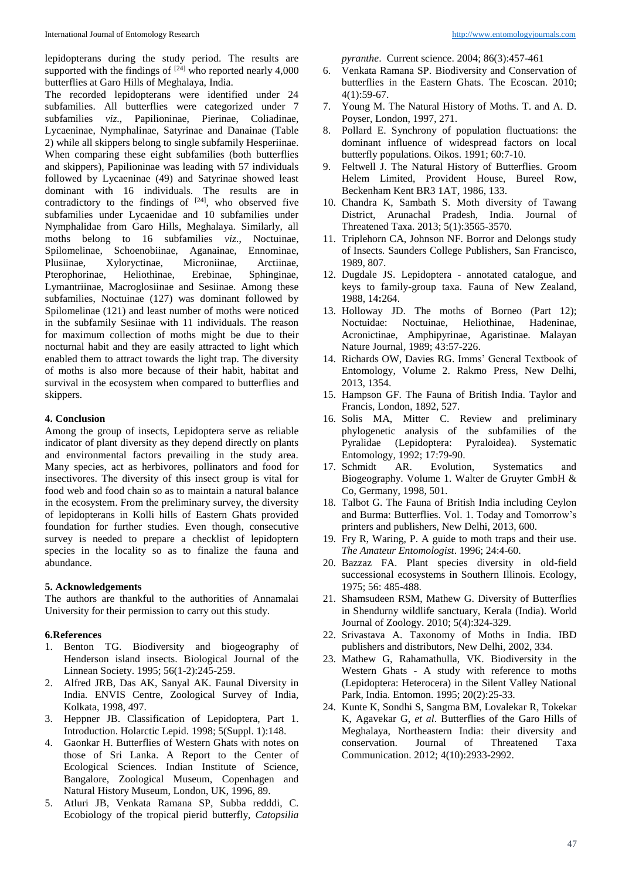lepidopterans during the study period. The results are supported with the findings of [24] who reported nearly 4,000 butterflies at Garo Hills of Meghalaya, India.

The recorded lepidopterans were identified under 24 subfamilies. All butterflies were categorized under 7 subfamilies *viz*., Papilioninae, Pierinae, Coliadinae, Lycaeninae, Nymphalinae, Satyrinae and Danainae (Table 2) while all skippers belong to single subfamily Hesperiinae. When comparing these eight subfamilies (both butterflies and skippers), Papilioninae was leading with 57 individuals followed by Lycaeninae (49) and Satyrinae showed least dominant with 16 individuals. The results are in contradictory to the findings of [24], who observed five subfamilies under Lycaenidae and 10 subfamilies under Nymphalidae from Garo Hills, Meghalaya. Similarly, all moths belong to 16 subfamilies *viz*., Noctuinae, Spilomelinae, Schoenobiinae, Aganainae, Ennominae, Plusiinae, Xyloryctinae, Microniinae, Arctiinae, Pterophorinae, Heliothinae, Erebinae, Sphinginae, Lymantriinae, Macroglosiinae and Sesiinae. Among these subfamilies, Noctuinae (127) was dominant followed by Spilomelinae (121) and least number of moths were noticed in the subfamily Sesiinae with 11 individuals. The reason for maximum collection of moths might be due to their nocturnal habit and they are easily attracted to light which enabled them to attract towards the light trap. The diversity of moths is also more because of their habit, habitat and survival in the ecosystem when compared to butterflies and skippers.

## 4. Conclusion

Among the group of insects, Lepidoptera serve as reliable indicator of plant diversity as they depend directly on plants and environmental factors prevailing in the study area. Many species, act as herbivores, pollinators and food for insectivores. The diversity of this insect group is vital for food web and food chain so as to maintain a natural balance in the ecosystem. From the preliminary survey, the diversity of lepidopterans in Kolli hills of Eastern Ghats provided foundation for further studies. Even though, consecutive survey is needed to prepare a checklist of lepidoptern species in the locality so as to finalize the fauna and abundance.

## 5. Acknowledgements

The authors are thankful to the authorities of Annamalai University for their permission to carry out this study.

## 6.References

1. Benton TG. Biodiversity and biogeography of Henderson island insects. Biological Journal of the Linnean Society. 1995; 56(1-2):245-259.
2. Alfred JRB, Das AK, Sanyal AK. Faunal Diversity in India. ENVIS Centre, Zoological Survey of India, Kolkata, 1998, 497.
3. Heppner JB. Classification of Lepidoptera, Part 1. Introduction. Holarctic Lepid. 1998; 5(Suppl. 1):148.
4. Gaonkar H. Butterflies of Western Ghats with notes on those of Sri Lanka. A Report to the Center of Ecological Sciences. Indian Institute of Science, Bangalore, Zoological Museum, Copenhagen and Natural History Museum, London, UK, 1996, 89.
5. Atluri JB, Venkata Ramana SP, Subba redddi, C. Ecobiology of the tropical pierid butterfly, *Catopsilia pyranthe*. Current science. 2004; 86(3):457-461
6. Venkata Ramana SP. Biodiversity and Conservation of butterflies in the Eastern Ghats. The Ecoscan. 2010; 4(1):59-67.
7. Young M. The Natural History of Moths. T. and A. D. Poyser, London, 1997, 271.
8. Pollard E. Synchrony of population fluctuations: the dominant influence of widespread factors on local butterfly populations. Oikos. 1991; 60:7-10.
9. Feltwell J. The Natural History of Butterflies. Groom Helem Limited, Provident House, Bureel Row, Beckenham Kent BR3 1AT, 1986, 133.
10. Chandra K, Sambath S. Moth diversity of Tawang District, Arunachal Pradesh, India. Journal of Threatened Taxa. 2013; 5(1):3565-3570.
11. Triplehorn CA, Johnson NF. Borror and Delongs study of Insects. Saunders College Publishers, San Francisco, 1989, 807.
12. Dugdale JS. Lepidoptera - annotated catalogue, and keys to family-group taxa. Fauna of New Zealand, 1988, 14**:**264.
13. Holloway JD. The moths of Borneo (Part 12); Noctuidae: Noctuinae, Heliothinae, Hadeninae, Acronictinae, Amphipyrinae, Agaristinae. Malayan Nature Journal, 1989; 43:57-226.
14. Richards OW, Davies RG. Imms' General Textbook of Entomology, Volume 2. Rakmo Press, New Delhi, 2013, 1354.
15. Hampson GF. The Fauna of British India. Taylor and Francis, London, 1892, 527.
16. Solis MA, Mitter C. Review and preliminary phylogenetic analysis of the subfamilies of the Pyralidae (Lepidoptera: Pyraloidea). Systematic Entomology, 1992; 17:79-90.
17. Schmidt AR. Evolution, Systematics and Biogeography. Volume 1. Walter de Gruyter GmbH & Co, Germany, 1998, 501.
18. Talbot G. The Fauna of British India including Ceylon and Burma: Butterflies. Vol. 1. Today and Tomorrow's printers and publishers, New Delhi, 2013, 600.
19. Fry R, Waring, P. A guide to moth traps and their use. *The Amateur Entomologist*. 1996; 24:4-60.
20. Bazzaz FA. Plant species diversity in old-field successional ecosystems in Southern Illinois. Ecology, 1975; 56: 485-488.
21. Shamsudeen RSM, Mathew G. Diversity of Butterflies in Shendurny wildlife sanctuary, Kerala (India). World Journal of Zoology. 2010; 5(4):324-329.
22. Srivastava A. Taxonomy of Moths in India. IBD publishers and distributors, New Delhi, 2002, 334.
23. Mathew G, Rahamathulla, VK. Biodiversity in the Western Ghats - A study with reference to moths (Lepidoptera: Heterocera) in the Silent Valley National Park, India. Entomon. 1995; 20(2):25-33.
24. Kunte K, Sondhi S, Sangma BM, Lovalekar R, Tokekar K, Agavekar G, *et al*. Butterflies of the Garo Hills of Meghalaya, Northeastern India: their diversity and conservation. Journal of Threatened Taxa Communication. 2012; 4(10):2933-2992.